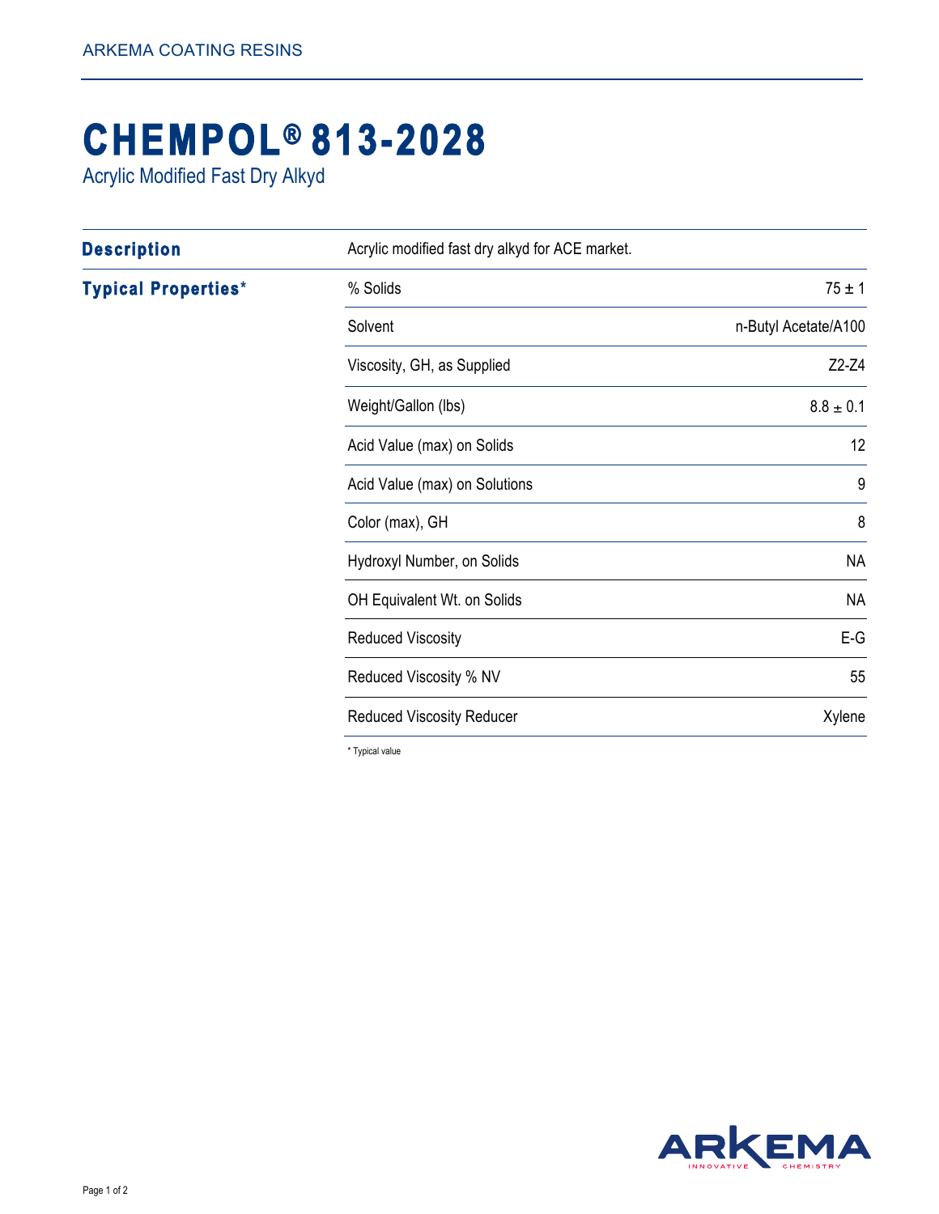ARKEMA COATING RESINS

# CHEMPOL® 813-2028

Acrylic Modified Fast Dry Alkyd

## Description

Acrylic modified fast dry alkyd for ACE market.

## Typical Properties*

| Property | Value |
|---|---|
| % Solids | 75 ± 1 |
| Solvent | n-Butyl Acetate/A100 |
| Viscosity, GH, as Supplied | Z2-Z4 |
| Weight/Gallon (lbs) | 8.8 ± 0.1 |
| Acid Value (max) on Solids | 12 |
| Acid Value (max) on Solutions | 9 |
| Color (max), GH | 8 |
| Hydroxyl Number, on Solids | NA |
| OH Equivalent Wt. on Solids | NA |
| Reduced Viscosity | E-G |
| Reduced Viscosity % NV | 55 |
| Reduced Viscosity Reducer | Xylene |

* Typical value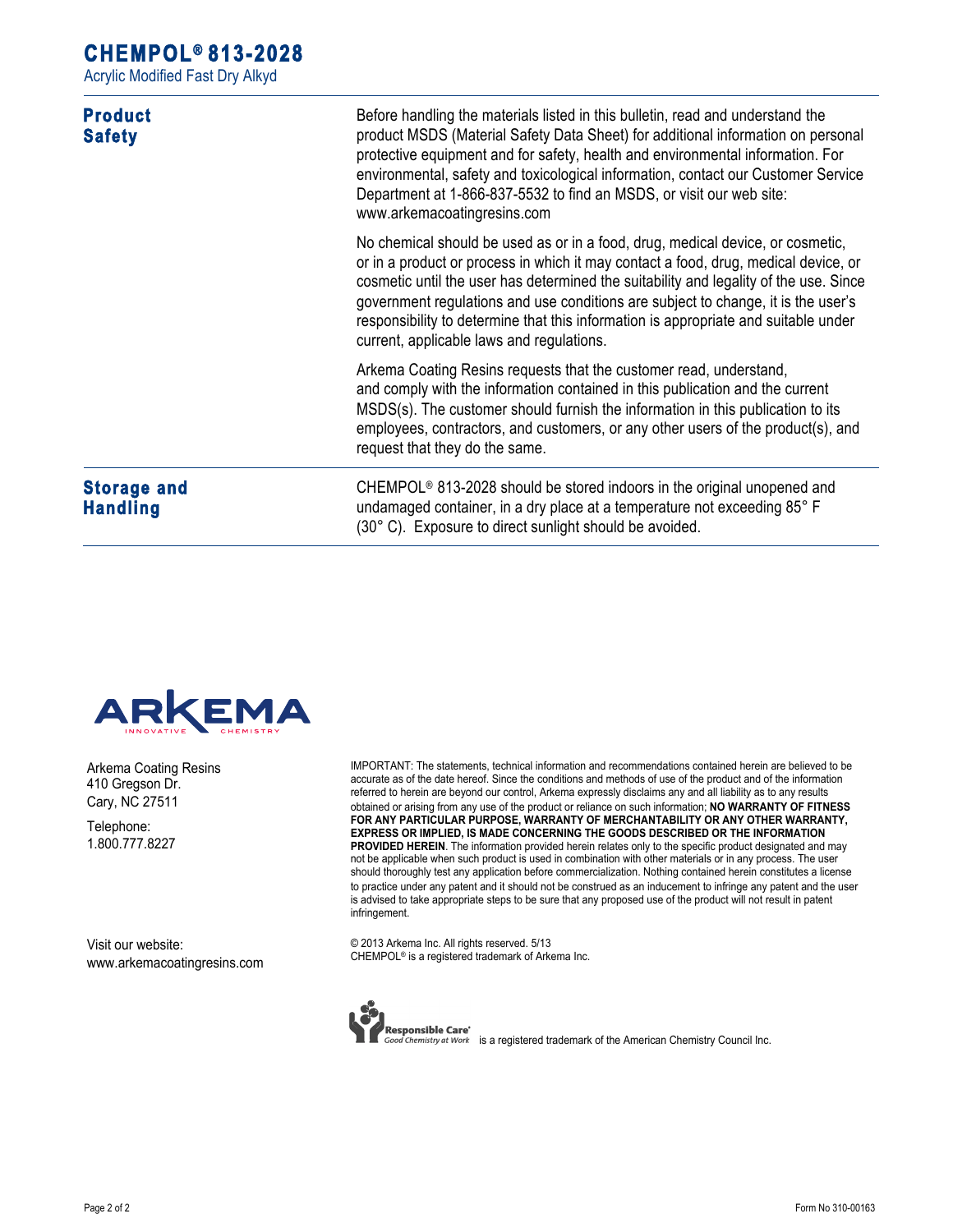# CHEMPOL® 813-2028

Acrylic Modified Fast Dry Alkyd

## Product Safety

Before handling the materials listed in this bulletin, read and understand the product MSDS (Material Safety Data Sheet) for additional information on personal protective equipment and for safety, health and environmental information. For environmental, safety and toxicological information, contact our Customer Service Department at 1-866-837-5532 to find an MSDS, or visit our web site: www.arkemacoatingresins.com

No chemical should be used as or in a food, drug, medical device, or cosmetic, or in a product or process in which it may contact a food, drug, medical device, or cosmetic until the user has determined the suitability and legality of the use. Since government regulations and use conditions are subject to change, it is the user's responsibility to determine that this information is appropriate and suitable under current, applicable laws and regulations.

Arkema Coating Resins requests that the customer read, understand, and comply with the information contained in this publication and the current MSDS(s). The customer should furnish the information in this publication to its employees, contractors, and customers, or any other users of the product(s), and request that they do the same.

## Storage and Handling

CHEMPOL® 813-2028 should be stored indoors in the original unopened and undamaged container, in a dry place at a temperature not exceeding 85° F (30° C). Exposure to direct sunlight should be avoided.

Arkema Coating Resins
410 Gregson Dr.
Cary, NC 27511

Telephone:
1.800.777.8227

Visit our website:
www.arkemacoatingresins.com

IMPORTANT: The statements, technical information and recommendations contained herein are believed to be accurate as of the date hereof. Since the conditions and methods of use of the product and of the information referred to herein are beyond our control, Arkema expressly disclaims any and all liability as to any results obtained or arising from any use of the product or reliance on such information; **NO WARRANTY OF FITNESS FOR ANY PARTICULAR PURPOSE, WARRANTY OF MERCHANTABILITY OR ANY OTHER WARRANTY, EXPRESS OR IMPLIED, IS MADE CONCERNING THE GOODS DESCRIBED OR THE INFORMATION PROVIDED HEREIN**. The information provided herein relates only to the specific product designated and may not be applicable when such product is used in combination with other materials or in any process. The user should thoroughly test any application before commercialization. Nothing contained herein constitutes a license to practice under any patent and it should not be construed as an inducement to infringe any patent and the user is advised to take appropriate steps to be sure that any proposed use of the product will not result in patent infringement.

© 2013 Arkema Inc. All rights reserved. 5/13
CHEMPOL® is a registered trademark of Arkema Inc.

Responsible Care® Good Chemistry at Work is a registered trademark of the American Chemistry Council Inc.

Form No 310-00163